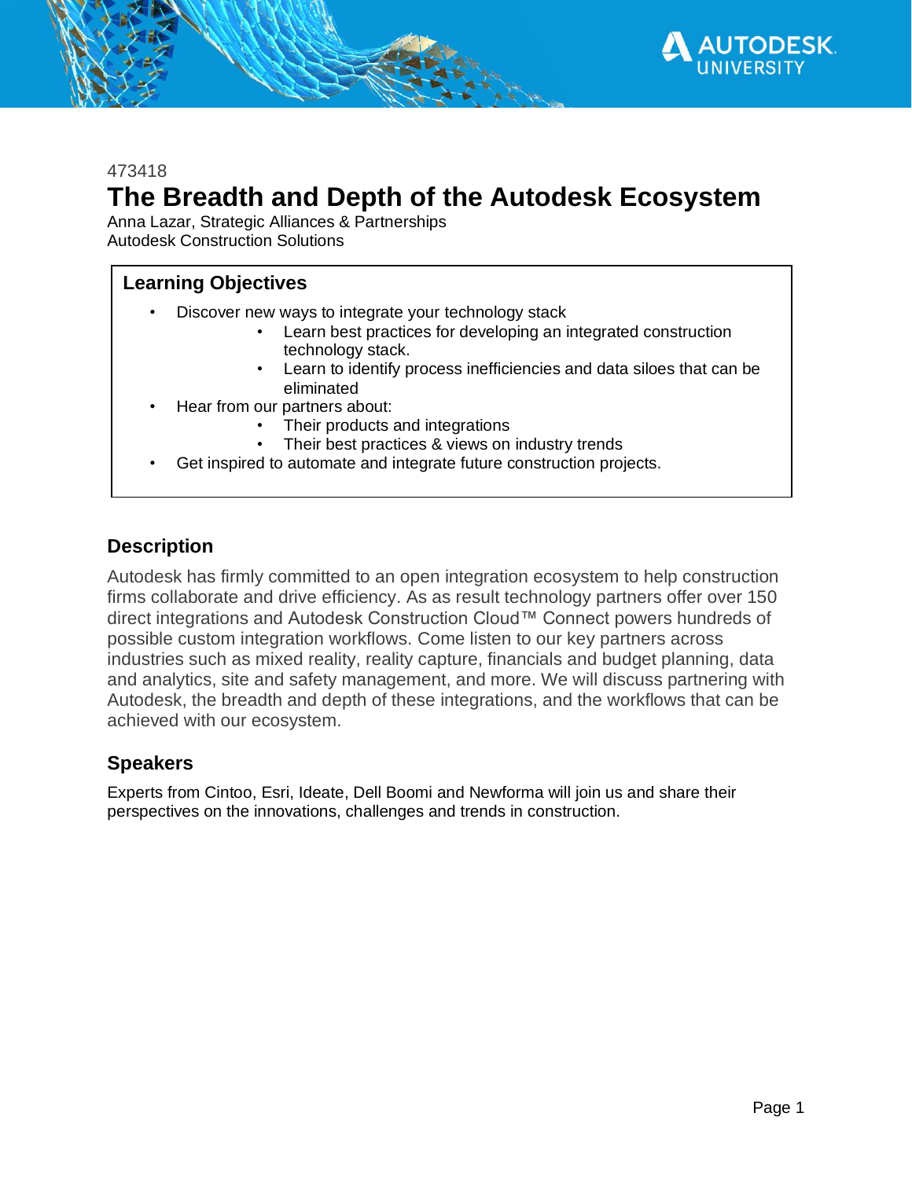473418

# The Breadth and Depth of the Autodesk Ecosystem

Anna Lazar, Strategic Alliances & Partnerships
Autodesk Construction Solutions

## Learning Objectives

- Discover new ways to integrate your technology stack
  - Learn best practices for developing an integrated construction technology stack.
  - Learn to identify process inefficiencies and data siloes that can be eliminated
- Hear from our partners about:
  - Their products and integrations
  - Their best practices & views on industry trends
- Get inspired to automate and integrate future construction projects.

## Description

Autodesk has firmly committed to an open integration ecosystem to help construction firms collaborate and drive efficiency. As as result technology partners offer over 150 direct integrations and Autodesk Construction Cloud™ Connect powers hundreds of possible custom integration workflows. Come listen to our key partners across industries such as mixed reality, reality capture, financials and budget planning, data and analytics, site and safety management, and more. We will discuss partnering with Autodesk, the breadth and depth of these integrations, and the workflows that can be achieved with our ecosystem.

## Speakers

Experts from Cintoo, Esri, Ideate, Dell Boomi and Newforma will join us and share their perspectives on the innovations, challenges and trends in construction.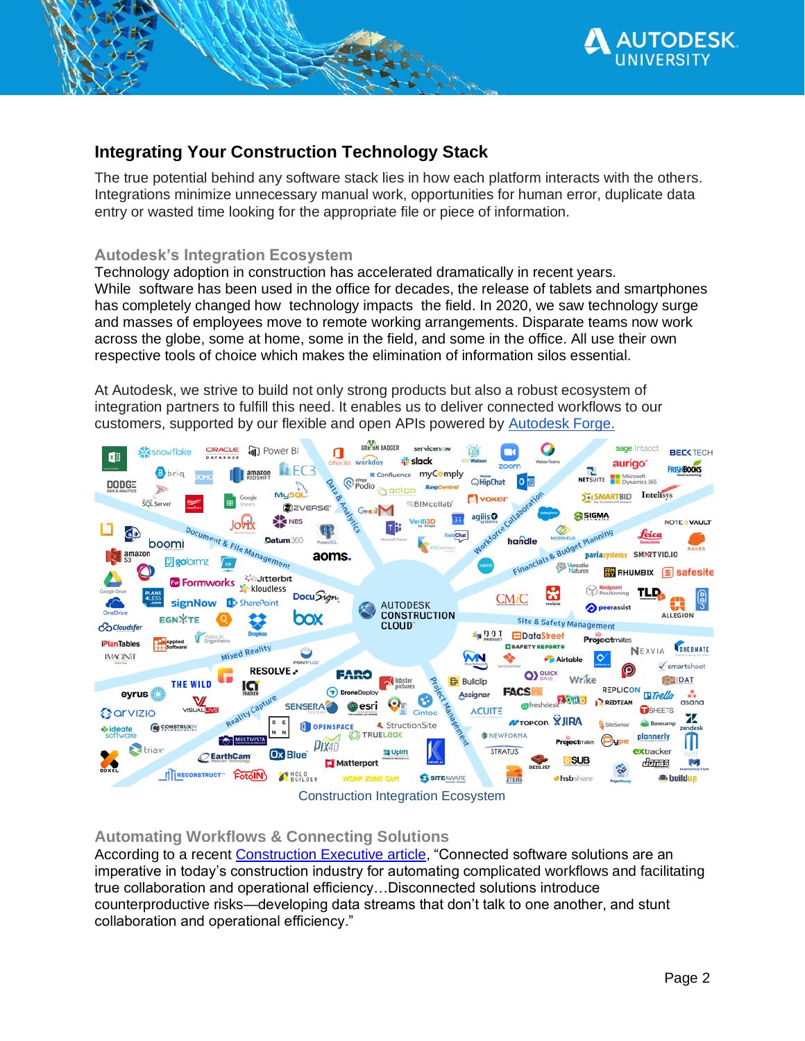## Integrating Your Construction Technology Stack

The true potential behind any software stack lies in how each platform interacts with the others. Integrations minimize unnecessary manual work, opportunities for human error, duplicate data entry or wasted time looking for the appropriate file or piece of information.

### Autodesk's Integration Ecosystem

Technology adoption in construction has accelerated dramatically in recent years. While software has been used in the office for decades, the release of tablets and smartphones has completely changed how technology impacts the field. In 2020, we saw technology surge and masses of employees move to remote working arrangements. Disparate teams now work across the globe, some at home, some in the field, and some in the office. All use their own respective tools of choice which makes the elimination of information silos essential.

At Autodesk, we strive to build not only strong products but also a robust ecosystem of integration partners to fulfill this need. It enables us to deliver connected workflows to our customers, supported by our flexible and open APIs powered by [Autodesk Forge.]()

Construction Integration Ecosystem

### Automating Workflows & Connecting Solutions

According to a recent [Construction Executive article](), "Connected software solutions are an imperative in today's construction industry for automating complicated workflows and facilitating true collaboration and operational efficiency…Disconnected solutions introduce counterproductive risks—developing data streams that don't talk to one another, and stunt collaboration and operational efficiency."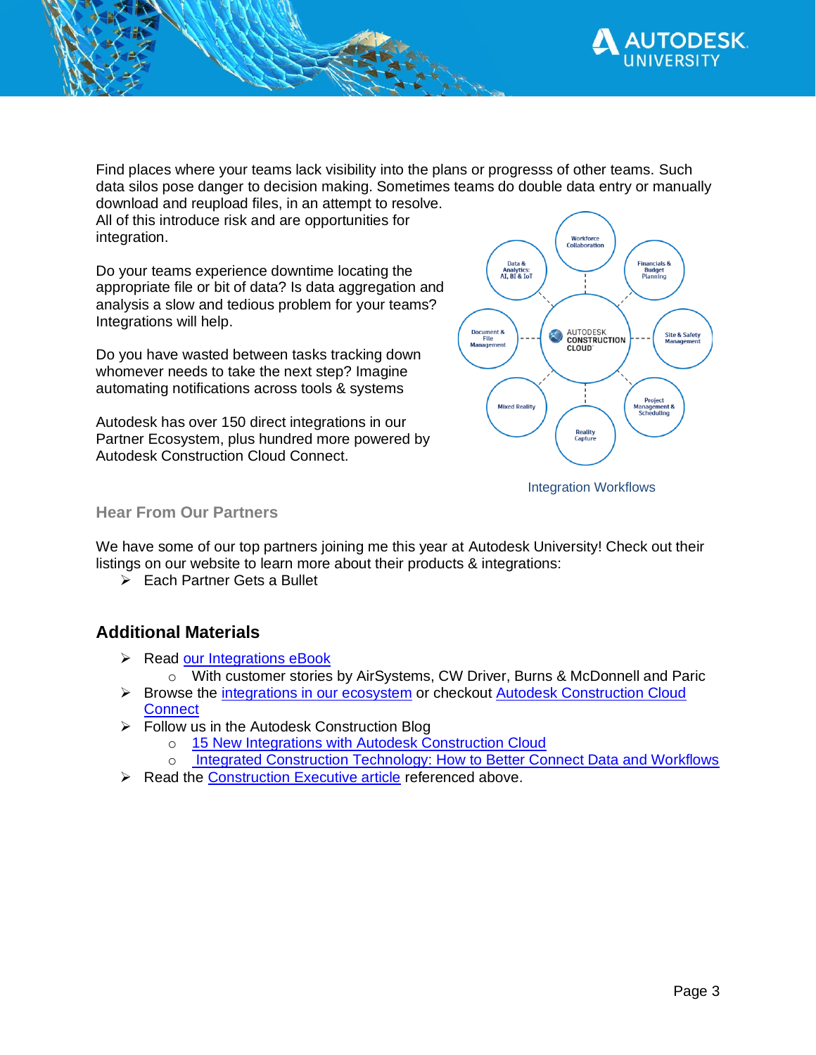Find places where your teams lack visibility into the plans or progresss of other teams. Such data silos pose danger to decision making. Sometimes teams do double data entry or manually download and reupload files, in an attempt to resolve. All of this introduce risk and are opportunities for integration.

Do your teams experience downtime locating the appropriate file or bit of data? Is data aggregation and analysis a slow and tedious problem for your teams? Integrations will help.

Do you have wasted between tasks tracking down whomever needs to take the next step? Imagine automating notifications across tools & systems

Autodesk has over 150 direct integrations in our Partner Ecosystem, plus hundred more powered by Autodesk Construction Cloud Connect.

Workforce Collaboration
Financials & Budget Planning
Site & Safety Management
Project Management & Scheduling
Reality Capture
Mixed Reality
Document & File Management
Data & Analytics: AI, BI & IoT
AUTODESK CONSTRUCTION CLOUD

Integration Workflows

### Hear From Our Partners

We have some of our top partners joining me this year at Autodesk University! Check out their listings on our website to learn more about their products & integrations:

- Each Partner Gets a Bullet

## Additional Materials

- Read our Integrations eBook
  - With customer stories by AirSystems, CW Driver, Burns & McDonnell and Paric
- Browse the integrations in our ecosystem or checkout Autodesk Construction Cloud Connect
- Follow us in the Autodesk Construction Blog
  - 15 New Integrations with Autodesk Construction Cloud
  - Integrated Construction Technology: How to Better Connect Data and Workflows
- Read the Construction Executive article referenced above.